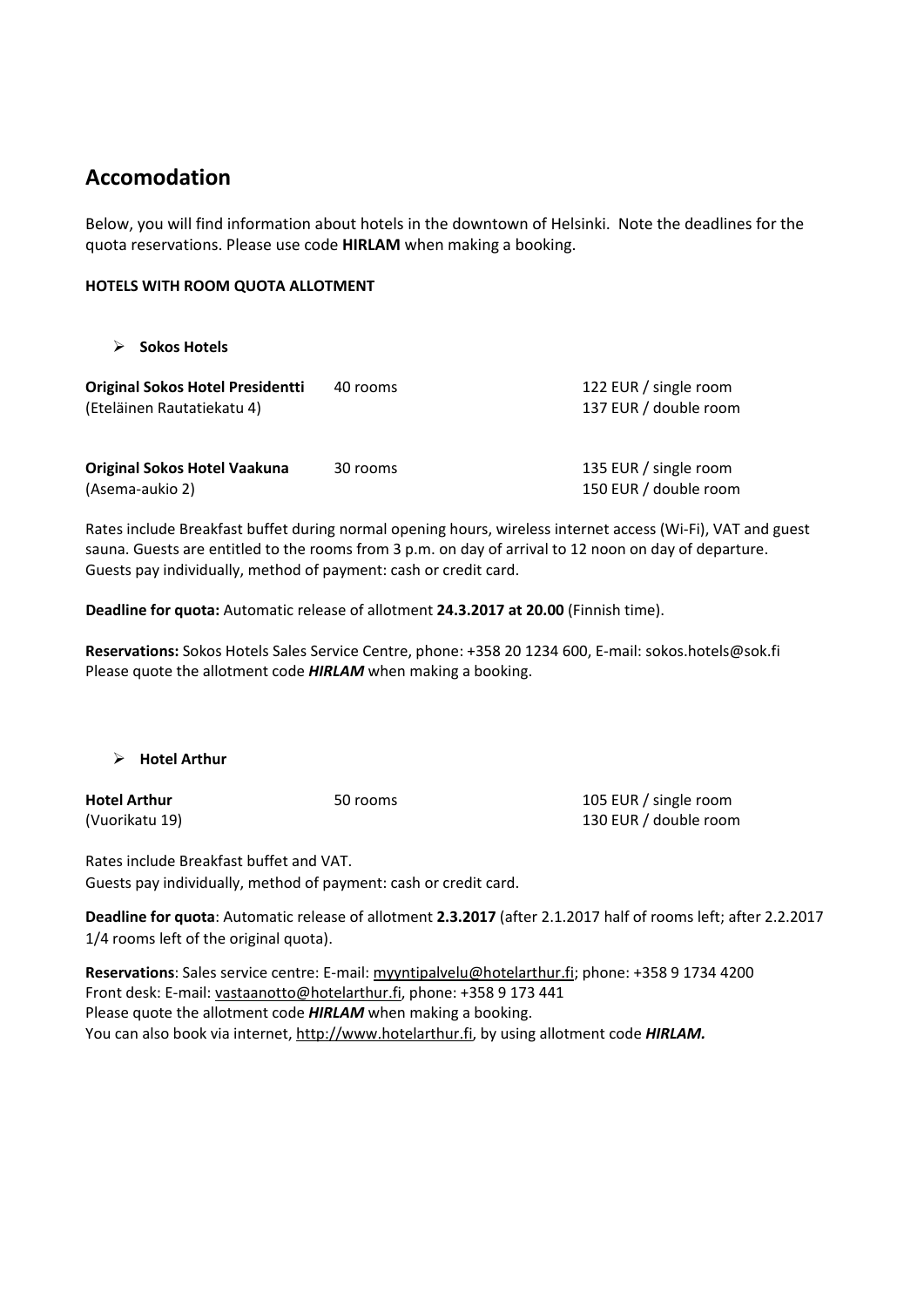## Accomodation

Below, you will find information about hotels in the downtown of Helsinki. Note the deadlines for the quota reservations. Please use code **HIRLAM** when making a booking.

**HOTELS WITH ROOM QUOTA ALLOTMENT**

- **Sokos Hotels**

| | | |
|---|---|---|
| **Original Sokos Hotel Presidentti** (Eteläinen Rautatiekatu 4) | 40 rooms | 122 EUR / single room<br>137 EUR / double room |
| **Original Sokos Hotel Vaakuna** (Asema-aukio 2) | 30 rooms | 135 EUR / single room<br>150 EUR / double room |

Rates include Breakfast buffet during normal opening hours, wireless internet access (Wi-Fi), VAT and guest sauna. Guests are entitled to the rooms from 3 p.m. on day of arrival to 12 noon on day of departure. Guests pay individually, method of payment: cash or credit card.

**Deadline for quota:** Automatic release of allotment **24.3.2017 at 20.00** (Finnish time).

**Reservations:** Sokos Hotels Sales Service Centre, phone: +358 20 1234 600, E-mail: sokos.hotels@sok.fi
Please quote the allotment code ***HIRLAM*** when making a booking.

- **Hotel Arthur**

| | | |
|---|---|---|
| **Hotel Arthur** (Vuorikatu 19) | 50 rooms | 105 EUR / single room<br>130 EUR / double room |

Rates include Breakfast buffet and VAT.
Guests pay individually, method of payment: cash or credit card.

**Deadline for quota**: Automatic release of allotment **2.3.2017** (after 2.1.2017 half of rooms left; after 2.2.2017 1/4 rooms left of the original quota).

**Reservations**: Sales service centre: E-mail: myyntipalvelu@hotelarthur.fi; phone: +358 9 1734 4200
Front desk: E-mail: vastaanotto@hotelarthur.fi, phone: +358 9 173 441
Please quote the allotment code ***HIRLAM*** when making a booking.
You can also book via internet, http://www.hotelarthur.fi, by using allotment code ***HIRLAM.***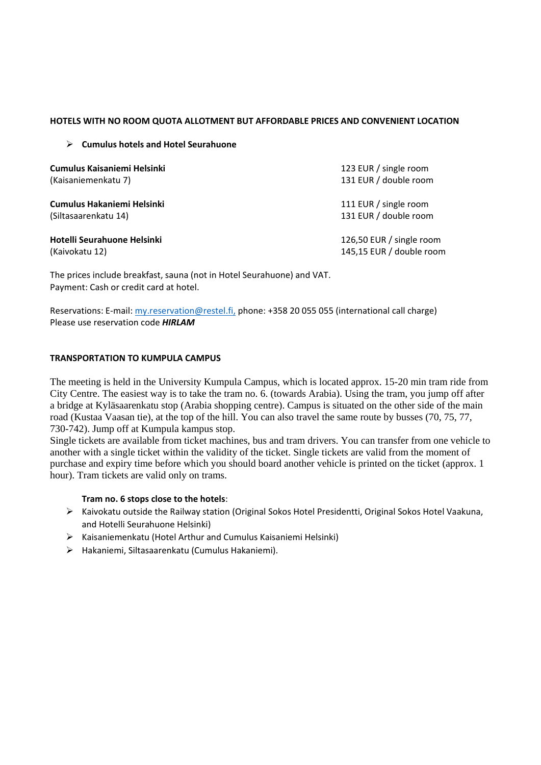**HOTELS WITH NO ROOM QUOTA ALLOTMENT BUT AFFORDABLE PRICES AND CONVENIENT LOCATION**

- **Cumulus hotels and Hotel Seurahuone**

| | |
|---|---|
| **Cumulus Kaisaniemi Helsinki**<br>(Kaisaniemenkatu 7) | 123 EUR / single room<br>131 EUR / double room |
| **Cumulus Hakaniemi Helsinki**<br>(Siltasaarenkatu 14) | 111 EUR / single room<br>131 EUR / double room |
| **Hotelli Seurahuone Helsinki**<br>(Kaivokatu 12) | 126,50 EUR / single room<br>145,15 EUR / double room |

The prices include breakfast, sauna (not in Hotel Seurahuone) and VAT.
Payment: Cash or credit card at hotel.

Reservations: E-mail: my.reservation@restel.fi, phone: +358 20 055 055 (international call charge)
Please use reservation code ***HIRLAM***

**TRANSPORTATION TO KUMPULA CAMPUS**

The meeting is held in the University Kumpula Campus, which is located approx. 15-20 min tram ride from City Centre. The easiest way is to take the tram no. 6. (towards Arabia). Using the tram, you jump off after a bridge at Kyläsaarenkatu stop (Arabia shopping centre). Campus is situated on the other side of the main road (Kustaa Vaasan tie), at the top of the hill. You can also travel the same route by busses (70, 75, 77, 730-742). Jump off at Kumpula kampus stop.
Single tickets are available from ticket machines, bus and tram drivers. You can transfer from one vehicle to another with a single ticket within the validity of the ticket. Single tickets are valid from the moment of purchase and expiry time before which you should board another vehicle is printed on the ticket (approx. 1 hour). Tram tickets are valid only on trams.

**Tram no. 6 stops close to the hotels**:

- Kaivokatu outside the Railway station (Original Sokos Hotel Presidentti, Original Sokos Hotel Vaakuna, and Hotelli Seurahuone Helsinki)
- Kaisaniemenkatu (Hotel Arthur and Cumulus Kaisaniemi Helsinki)
- Hakaniemi, Siltasaarenkatu (Cumulus Hakaniemi).